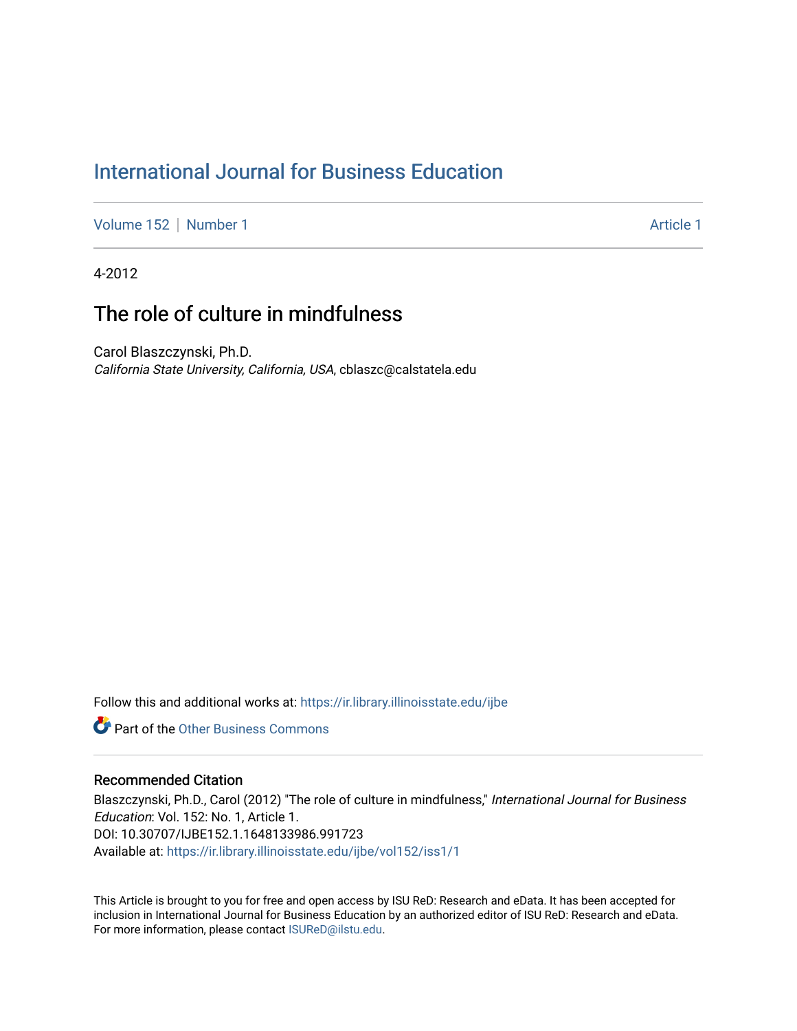# International Journal for Business Education

Volume 152 | Number 1 Article 1

4-2012

## The role of culture in mindfulness

Carol Blaszczynski, Ph.D.
*California State University, California, USA*, cblaszc@calstatela.edu

Follow this and additional works at: https://ir.library.illinoisstate.edu/ijbe

Part of the Other Business Commons

### Recommended Citation

Blaszczynski, Ph.D., Carol (2012) "The role of culture in mindfulness," *International Journal for Business Education*: Vol. 152: No. 1, Article 1.
DOI: 10.30707/IJBE152.1.1648133986.991723
Available at: https://ir.library.illinoisstate.edu/ijbe/vol152/iss1/1

This Article is brought to you for free and open access by ISU ReD: Research and eData. It has been accepted for inclusion in International Journal for Business Education by an authorized editor of ISU ReD: Research and eData. For more information, please contact ISUReD@ilstu.edu.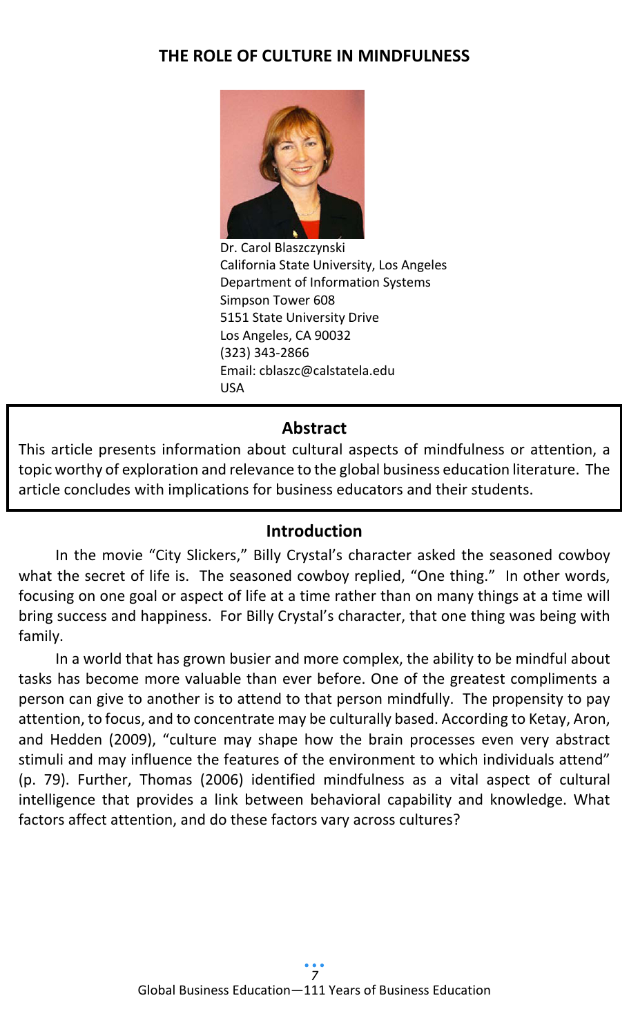# THE ROLE OF CULTURE IN MINDFULNESS

Dr. Carol Blaszczynski
California State University, Los Angeles
Department of Information Systems
Simpson Tower 608
5151 State University Drive
Los Angeles, CA 90032
(323) 343-2866
Email: cblaszc@calstatela.edu
USA

## Abstract

This article presents information about cultural aspects of mindfulness or attention, a topic worthy of exploration and relevance to the global business education literature. The article concludes with implications for business educators and their students.

## Introduction

In the movie "City Slickers," Billy Crystal's character asked the seasoned cowboy what the secret of life is. The seasoned cowboy replied, "One thing." In other words, focusing on one goal or aspect of life at a time rather than on many things at a time will bring success and happiness. For Billy Crystal's character, that one thing was being with family.

In a world that has grown busier and more complex, the ability to be mindful about tasks has become more valuable than ever before. One of the greatest compliments a person can give to another is to attend to that person mindfully. The propensity to pay attention, to focus, and to concentrate may be culturally based. According to Ketay, Aron, and Hedden (2009), "culture may shape how the brain processes even very abstract stimuli and may influence the features of the environment to which individuals attend" (p. 79). Further, Thomas (2006) identified mindfulness as a vital aspect of cultural intelligence that provides a link between behavioral capability and knowledge. What factors affect attention, and do these factors vary across cultures?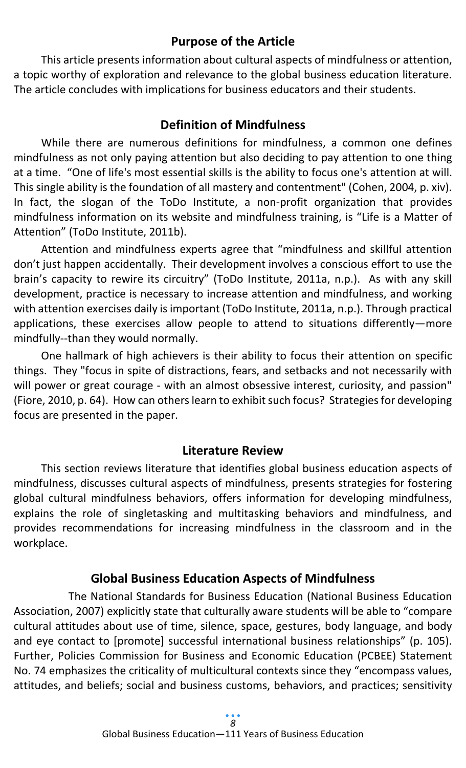## Purpose of the Article

This article presents information about cultural aspects of mindfulness or attention, a topic worthy of exploration and relevance to the global business education literature. The article concludes with implications for business educators and their students.

## Definition of Mindfulness

While there are numerous definitions for mindfulness, a common one defines mindfulness as not only paying attention but also deciding to pay attention to one thing at a time. "One of life's most essential skills is the ability to focus one's attention at will. This single ability is the foundation of all mastery and contentment" (Cohen, 2004, p. xiv). In fact, the slogan of the ToDo Institute, a non-profit organization that provides mindfulness information on its website and mindfulness training, is "Life is a Matter of Attention" (ToDo Institute, 2011b).

Attention and mindfulness experts agree that "mindfulness and skillful attention don't just happen accidentally. Their development involves a conscious effort to use the brain's capacity to rewire its circuitry" (ToDo Institute, 2011a, n.p.). As with any skill development, practice is necessary to increase attention and mindfulness, and working with attention exercises daily is important (ToDo Institute, 2011a, n.p.). Through practical applications, these exercises allow people to attend to situations differently—more mindfully--than they would normally.

One hallmark of high achievers is their ability to focus their attention on specific things. They "focus in spite of distractions, fears, and setbacks and not necessarily with will power or great courage - with an almost obsessive interest, curiosity, and passion" (Fiore, 2010, p. 64). How can others learn to exhibit such focus? Strategies for developing focus are presented in the paper.

## Literature Review

This section reviews literature that identifies global business education aspects of mindfulness, discusses cultural aspects of mindfulness, presents strategies for fostering global cultural mindfulness behaviors, offers information for developing mindfulness, explains the role of singletasking and multitasking behaviors and mindfulness, and provides recommendations for increasing mindfulness in the classroom and in the workplace.

## Global Business Education Aspects of Mindfulness

The National Standards for Business Education (National Business Education Association, 2007) explicitly state that culturally aware students will be able to "compare cultural attitudes about use of time, silence, space, gestures, body language, and body and eye contact to [promote] successful international business relationships" (p. 105). Further, Policies Commission for Business and Economic Education (PCBEE) Statement No. 74 emphasizes the criticality of multicultural contexts since they "encompass values, attitudes, and beliefs; social and business customs, behaviors, and practices; sensitivity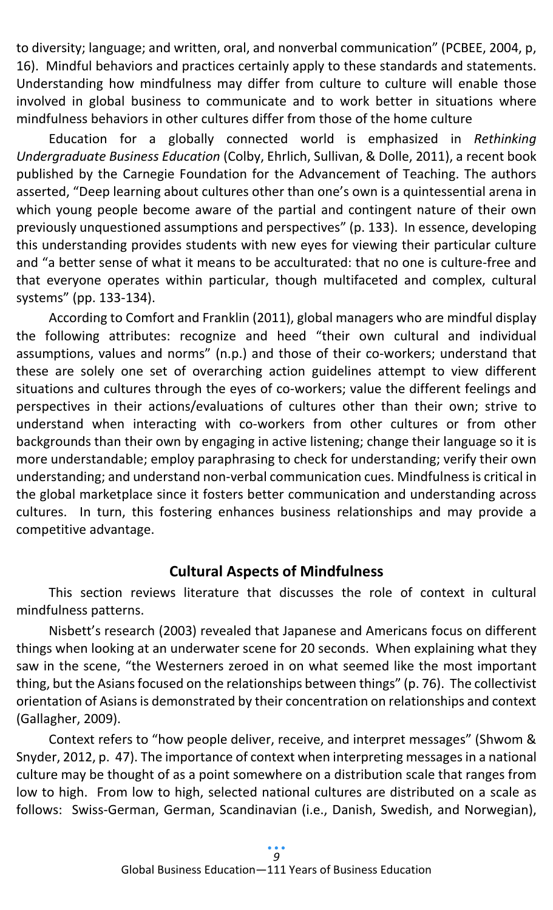to diversity; language; and written, oral, and nonverbal communication" (PCBEE, 2004, p, 16). Mindful behaviors and practices certainly apply to these standards and statements. Understanding how mindfulness may differ from culture to culture will enable those involved in global business to communicate and to work better in situations where mindfulness behaviors in other cultures differ from those of the home culture

Education for a globally connected world is emphasized in *Rethinking Undergraduate Business Education* (Colby, Ehrlich, Sullivan, & Dolle, 2011), a recent book published by the Carnegie Foundation for the Advancement of Teaching. The authors asserted, "Deep learning about cultures other than one's own is a quintessential arena in which young people become aware of the partial and contingent nature of their own previously unquestioned assumptions and perspectives" (p. 133). In essence, developing this understanding provides students with new eyes for viewing their particular culture and "a better sense of what it means to be acculturated: that no one is culture-free and that everyone operates within particular, though multifaceted and complex, cultural systems" (pp. 133-134).

According to Comfort and Franklin (2011), global managers who are mindful display the following attributes: recognize and heed "their own cultural and individual assumptions, values and norms" (n.p.) and those of their co-workers; understand that these are solely one set of overarching action guidelines attempt to view different situations and cultures through the eyes of co-workers; value the different feelings and perspectives in their actions/evaluations of cultures other than their own; strive to understand when interacting with co-workers from other cultures or from other backgrounds than their own by engaging in active listening; change their language so it is more understandable; employ paraphrasing to check for understanding; verify their own understanding; and understand non-verbal communication cues. Mindfulness is critical in the global marketplace since it fosters better communication and understanding across cultures. In turn, this fostering enhances business relationships and may provide a competitive advantage.

## Cultural Aspects of Mindfulness

This section reviews literature that discusses the role of context in cultural mindfulness patterns.

Nisbett's research (2003) revealed that Japanese and Americans focus on different things when looking at an underwater scene for 20 seconds. When explaining what they saw in the scene, "the Westerners zeroed in on what seemed like the most important thing, but the Asians focused on the relationships between things" (p. 76). The collectivist orientation of Asians is demonstrated by their concentration on relationships and context (Gallagher, 2009).

Context refers to "how people deliver, receive, and interpret messages" (Shwom & Snyder, 2012, p. 47). The importance of context when interpreting messages in a national culture may be thought of as a point somewhere on a distribution scale that ranges from low to high. From low to high, selected national cultures are distributed on a scale as follows: Swiss-German, German, Scandinavian (i.e., Danish, Swedish, and Norwegian),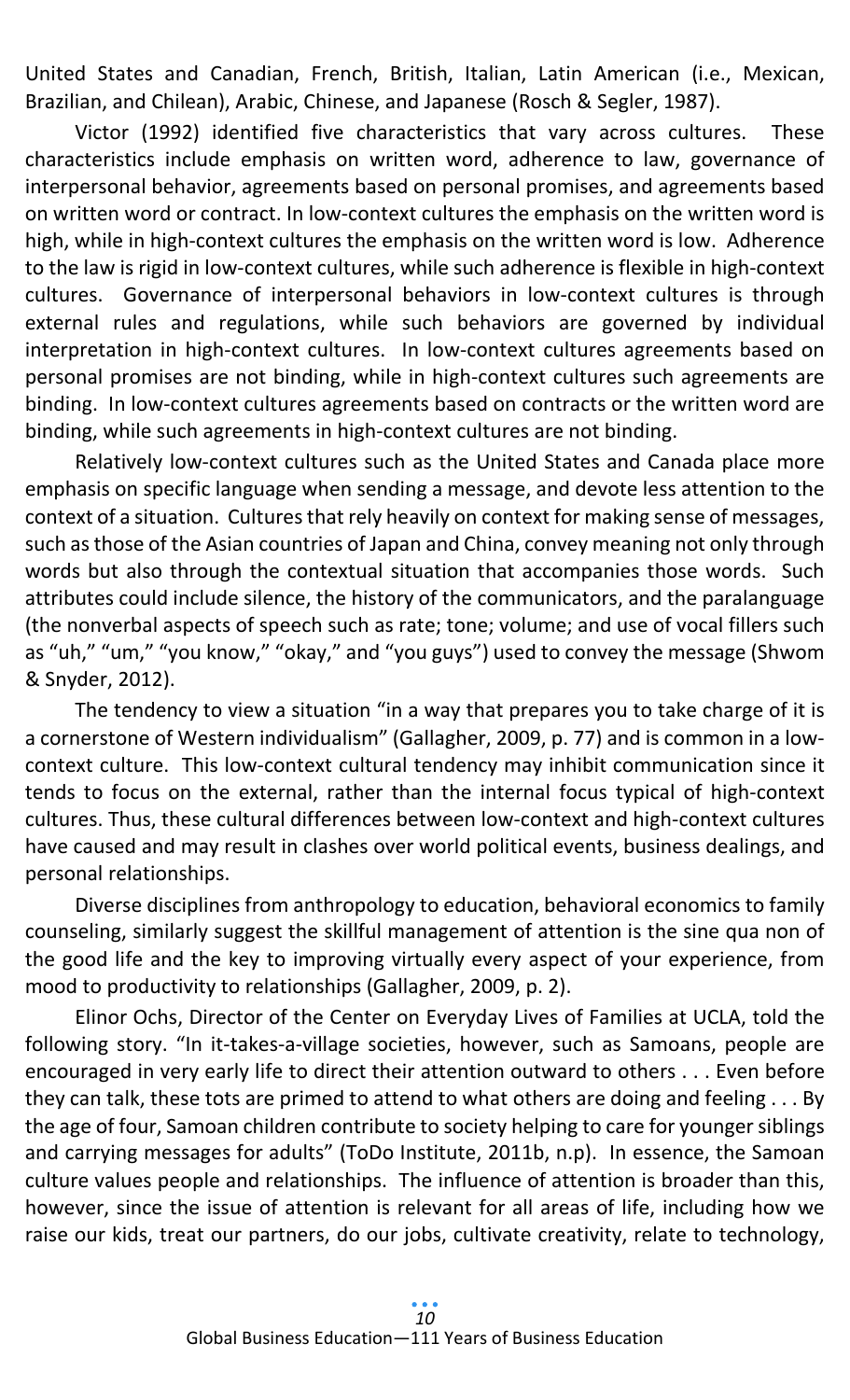United States and Canadian, French, British, Italian, Latin American (i.e., Mexican, Brazilian, and Chilean), Arabic, Chinese, and Japanese (Rosch & Segler, 1987).

Victor (1992) identified five characteristics that vary across cultures. These characteristics include emphasis on written word, adherence to law, governance of interpersonal behavior, agreements based on personal promises, and agreements based on written word or contract. In low-context cultures the emphasis on the written word is high, while in high-context cultures the emphasis on the written word is low. Adherence to the law is rigid in low-context cultures, while such adherence is flexible in high-context cultures. Governance of interpersonal behaviors in low-context cultures is through external rules and regulations, while such behaviors are governed by individual interpretation in high-context cultures. In low-context cultures agreements based on personal promises are not binding, while in high-context cultures such agreements are binding. In low-context cultures agreements based on contracts or the written word are binding, while such agreements in high-context cultures are not binding.

Relatively low-context cultures such as the United States and Canada place more emphasis on specific language when sending a message, and devote less attention to the context of a situation. Cultures that rely heavily on context for making sense of messages, such as those of the Asian countries of Japan and China, convey meaning not only through words but also through the contextual situation that accompanies those words. Such attributes could include silence, the history of the communicators, and the paralanguage (the nonverbal aspects of speech such as rate; tone; volume; and use of vocal fillers such as "uh," "um," "you know," "okay," and "you guys") used to convey the message (Shwom & Snyder, 2012).

The tendency to view a situation "in a way that prepares you to take charge of it is a cornerstone of Western individualism" (Gallagher, 2009, p. 77) and is common in a low-context culture. This low-context cultural tendency may inhibit communication since it tends to focus on the external, rather than the internal focus typical of high-context cultures. Thus, these cultural differences between low-context and high-context cultures have caused and may result in clashes over world political events, business dealings, and personal relationships.

Diverse disciplines from anthropology to education, behavioral economics to family counseling, similarly suggest the skillful management of attention is the sine qua non of the good life and the key to improving virtually every aspect of your experience, from mood to productivity to relationships (Gallagher, 2009, p. 2).

Elinor Ochs, Director of the Center on Everyday Lives of Families at UCLA, told the following story. "In it-takes-a-village societies, however, such as Samoans, people are encouraged in very early life to direct their attention outward to others . . . Even before they can talk, these tots are primed to attend to what others are doing and feeling . . . By the age of four, Samoan children contribute to society helping to care for younger siblings and carrying messages for adults" (ToDo Institute, 2011b, n.p). In essence, the Samoan culture values people and relationships. The influence of attention is broader than this, however, since the issue of attention is relevant for all areas of life, including how we raise our kids, treat our partners, do our jobs, cultivate creativity, relate to technology,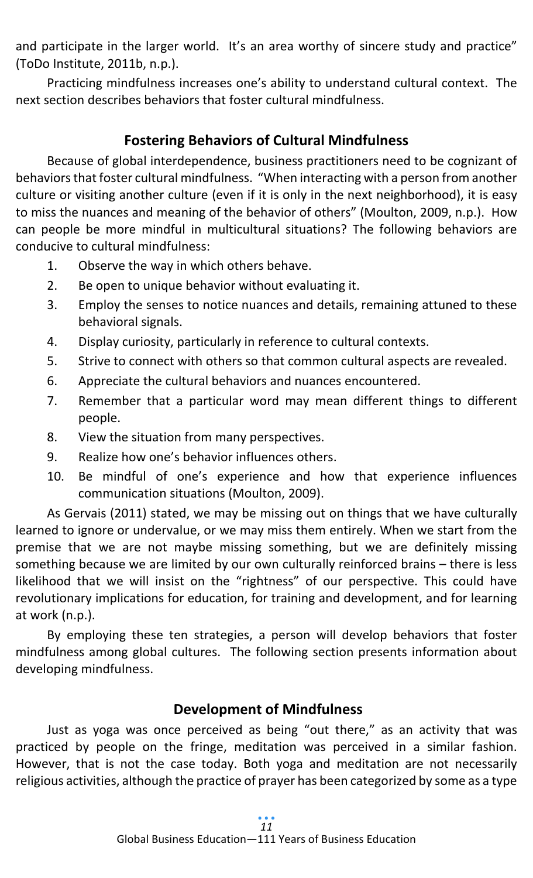and participate in the larger world. It's an area worthy of sincere study and practice" (ToDo Institute, 2011b, n.p.).

Practicing mindfulness increases one's ability to understand cultural context. The next section describes behaviors that foster cultural mindfulness.

## Fostering Behaviors of Cultural Mindfulness

Because of global interdependence, business practitioners need to be cognizant of behaviors that foster cultural mindfulness. "When interacting with a person from another culture or visiting another culture (even if it is only in the next neighborhood), it is easy to miss the nuances and meaning of the behavior of others" (Moulton, 2009, n.p.). How can people be more mindful in multicultural situations? The following behaviors are conducive to cultural mindfulness:

1. Observe the way in which others behave.
2. Be open to unique behavior without evaluating it.
3. Employ the senses to notice nuances and details, remaining attuned to these behavioral signals.
4. Display curiosity, particularly in reference to cultural contexts.
5. Strive to connect with others so that common cultural aspects are revealed.
6. Appreciate the cultural behaviors and nuances encountered.
7. Remember that a particular word may mean different things to different people.
8. View the situation from many perspectives.
9. Realize how one's behavior influences others.
10. Be mindful of one's experience and how that experience influences communication situations (Moulton, 2009).

As Gervais (2011) stated, we may be missing out on things that we have culturally learned to ignore or undervalue, or we may miss them entirely. When we start from the premise that we are not maybe missing something, but we are definitely missing something because we are limited by our own culturally reinforced brains – there is less likelihood that we will insist on the "rightness" of our perspective. This could have revolutionary implications for education, for training and development, and for learning at work (n.p.).

By employing these ten strategies, a person will develop behaviors that foster mindfulness among global cultures. The following section presents information about developing mindfulness.

## Development of Mindfulness

Just as yoga was once perceived as being "out there," as an activity that was practiced by people on the fringe, meditation was perceived in a similar fashion. However, that is not the case today. Both yoga and meditation are not necessarily religious activities, although the practice of prayer has been categorized by some as a type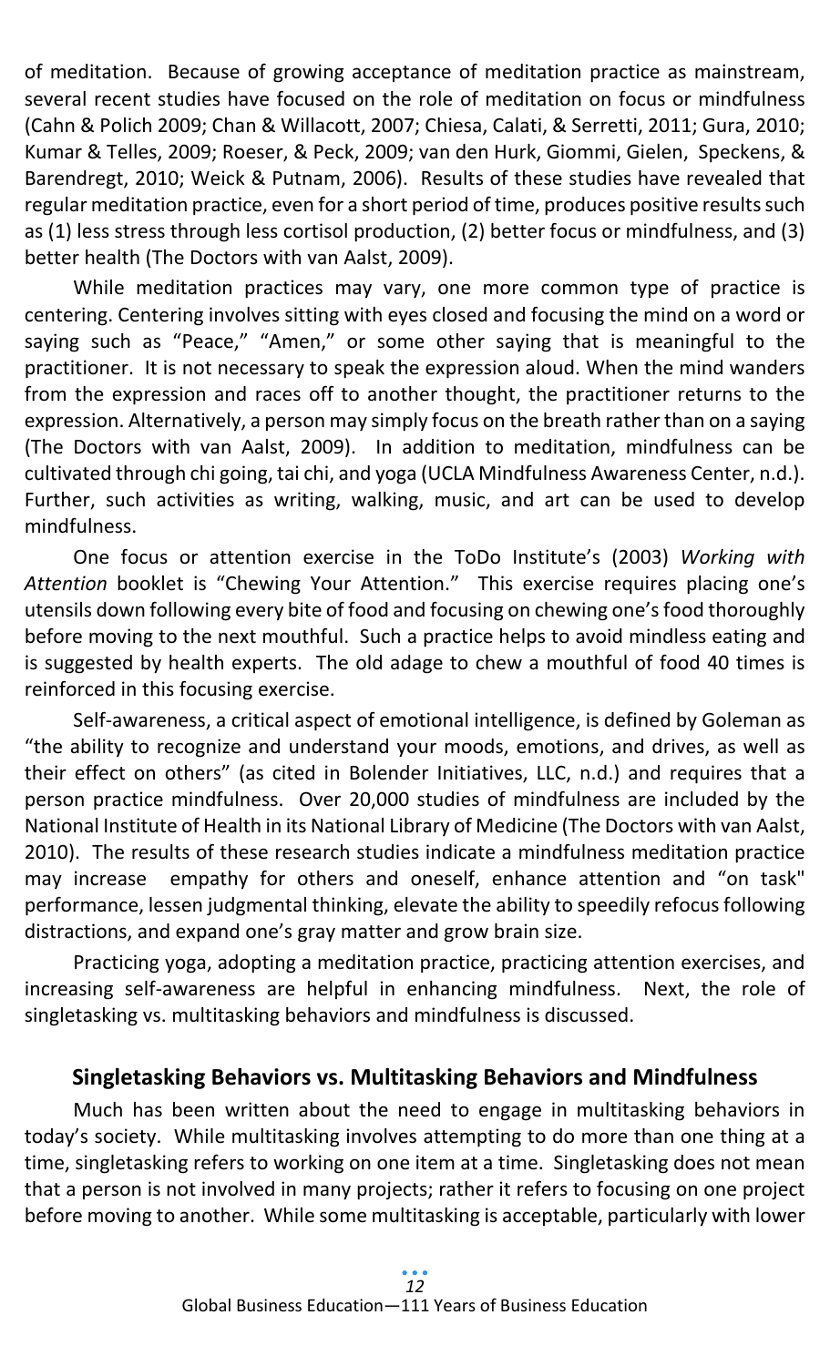of meditation. Because of growing acceptance of meditation practice as mainstream, several recent studies have focused on the role of meditation on focus or mindfulness (Cahn & Polich 2009; Chan & Willacott, 2007; Chiesa, Calati, & Serretti, 2011; Gura, 2010; Kumar & Telles, 2009; Roeser, & Peck, 2009; van den Hurk, Giommi, Gielen, Speckens, & Barendregt, 2010; Weick & Putnam, 2006). Results of these studies have revealed that regular meditation practice, even for a short period of time, produces positive results such as (1) less stress through less cortisol production, (2) better focus or mindfulness, and (3) better health (The Doctors with van Aalst, 2009).

While meditation practices may vary, one more common type of practice is centering. Centering involves sitting with eyes closed and focusing the mind on a word or saying such as "Peace," "Amen," or some other saying that is meaningful to the practitioner. It is not necessary to speak the expression aloud. When the mind wanders from the expression and races off to another thought, the practitioner returns to the expression. Alternatively, a person may simply focus on the breath rather than on a saying (The Doctors with van Aalst, 2009). In addition to meditation, mindfulness can be cultivated through chi going, tai chi, and yoga (UCLA Mindfulness Awareness Center, n.d.). Further, such activities as writing, walking, music, and art can be used to develop mindfulness.

One focus or attention exercise in the ToDo Institute's (2003) *Working with Attention* booklet is "Chewing Your Attention." This exercise requires placing one's utensils down following every bite of food and focusing on chewing one's food thoroughly before moving to the next mouthful. Such a practice helps to avoid mindless eating and is suggested by health experts. The old adage to chew a mouthful of food 40 times is reinforced in this focusing exercise.

Self-awareness, a critical aspect of emotional intelligence, is defined by Goleman as "the ability to recognize and understand your moods, emotions, and drives, as well as their effect on others" (as cited in Bolender Initiatives, LLC, n.d.) and requires that a person practice mindfulness. Over 20,000 studies of mindfulness are included by the National Institute of Health in its National Library of Medicine (The Doctors with van Aalst, 2010). The results of these research studies indicate a mindfulness meditation practice may increase empathy for others and oneself, enhance attention and "on task" performance, lessen judgmental thinking, elevate the ability to speedily refocus following distractions, and expand one's gray matter and grow brain size.

Practicing yoga, adopting a meditation practice, practicing attention exercises, and increasing self-awareness are helpful in enhancing mindfulness. Next, the role of singletasking vs. multitasking behaviors and mindfulness is discussed.

## Singletasking Behaviors vs. Multitasking Behaviors and Mindfulness

Much has been written about the need to engage in multitasking behaviors in today's society. While multitasking involves attempting to do more than one thing at a time, singletasking refers to working on one item at a time. Singletasking does not mean that a person is not involved in many projects; rather it refers to focusing on one project before moving to another. While some multitasking is acceptable, particularly with lower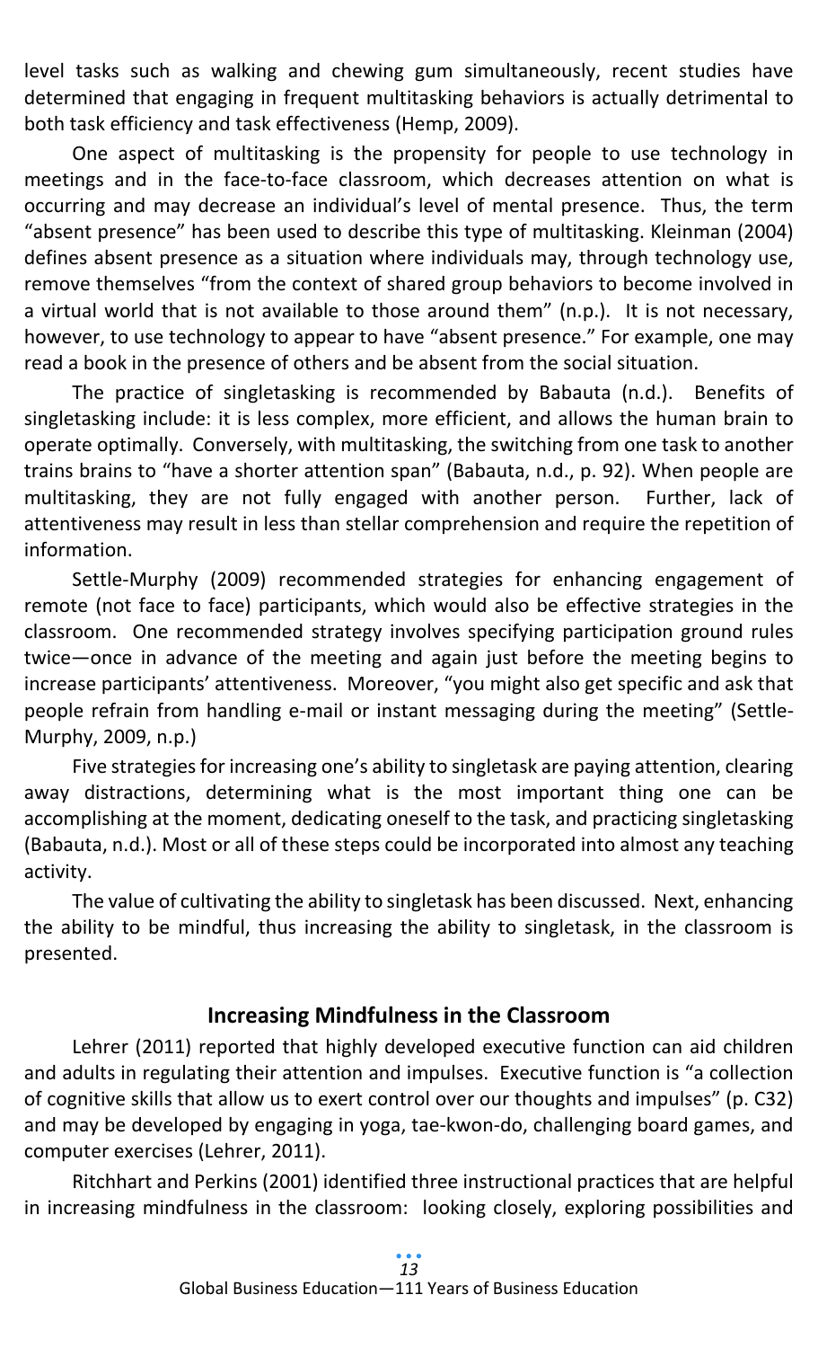level tasks such as walking and chewing gum simultaneously, recent studies have determined that engaging in frequent multitasking behaviors is actually detrimental to both task efficiency and task effectiveness (Hemp, 2009).

One aspect of multitasking is the propensity for people to use technology in meetings and in the face-to-face classroom, which decreases attention on what is occurring and may decrease an individual's level of mental presence. Thus, the term "absent presence" has been used to describe this type of multitasking. Kleinman (2004) defines absent presence as a situation where individuals may, through technology use, remove themselves "from the context of shared group behaviors to become involved in a virtual world that is not available to those around them" (n.p.). It is not necessary, however, to use technology to appear to have "absent presence." For example, one may read a book in the presence of others and be absent from the social situation.

The practice of singletasking is recommended by Babauta (n.d.). Benefits of singletasking include: it is less complex, more efficient, and allows the human brain to operate optimally. Conversely, with multitasking, the switching from one task to another trains brains to "have a shorter attention span" (Babauta, n.d., p. 92). When people are multitasking, they are not fully engaged with another person. Further, lack of attentiveness may result in less than stellar comprehension and require the repetition of information.

Settle-Murphy (2009) recommended strategies for enhancing engagement of remote (not face to face) participants, which would also be effective strategies in the classroom. One recommended strategy involves specifying participation ground rules twice—once in advance of the meeting and again just before the meeting begins to increase participants' attentiveness. Moreover, "you might also get specific and ask that people refrain from handling e-mail or instant messaging during the meeting" (Settle-Murphy, 2009, n.p.)

Five strategies for increasing one's ability to singletask are paying attention, clearing away distractions, determining what is the most important thing one can be accomplishing at the moment, dedicating oneself to the task, and practicing singletasking (Babauta, n.d.). Most or all of these steps could be incorporated into almost any teaching activity.

The value of cultivating the ability to singletask has been discussed. Next, enhancing the ability to be mindful, thus increasing the ability to singletask, in the classroom is presented.

## Increasing Mindfulness in the Classroom

Lehrer (2011) reported that highly developed executive function can aid children and adults in regulating their attention and impulses. Executive function is "a collection of cognitive skills that allow us to exert control over our thoughts and impulses" (p. C32) and may be developed by engaging in yoga, tae-kwon-do, challenging board games, and computer exercises (Lehrer, 2011).

Ritchhart and Perkins (2001) identified three instructional practices that are helpful in increasing mindfulness in the classroom: looking closely, exploring possibilities and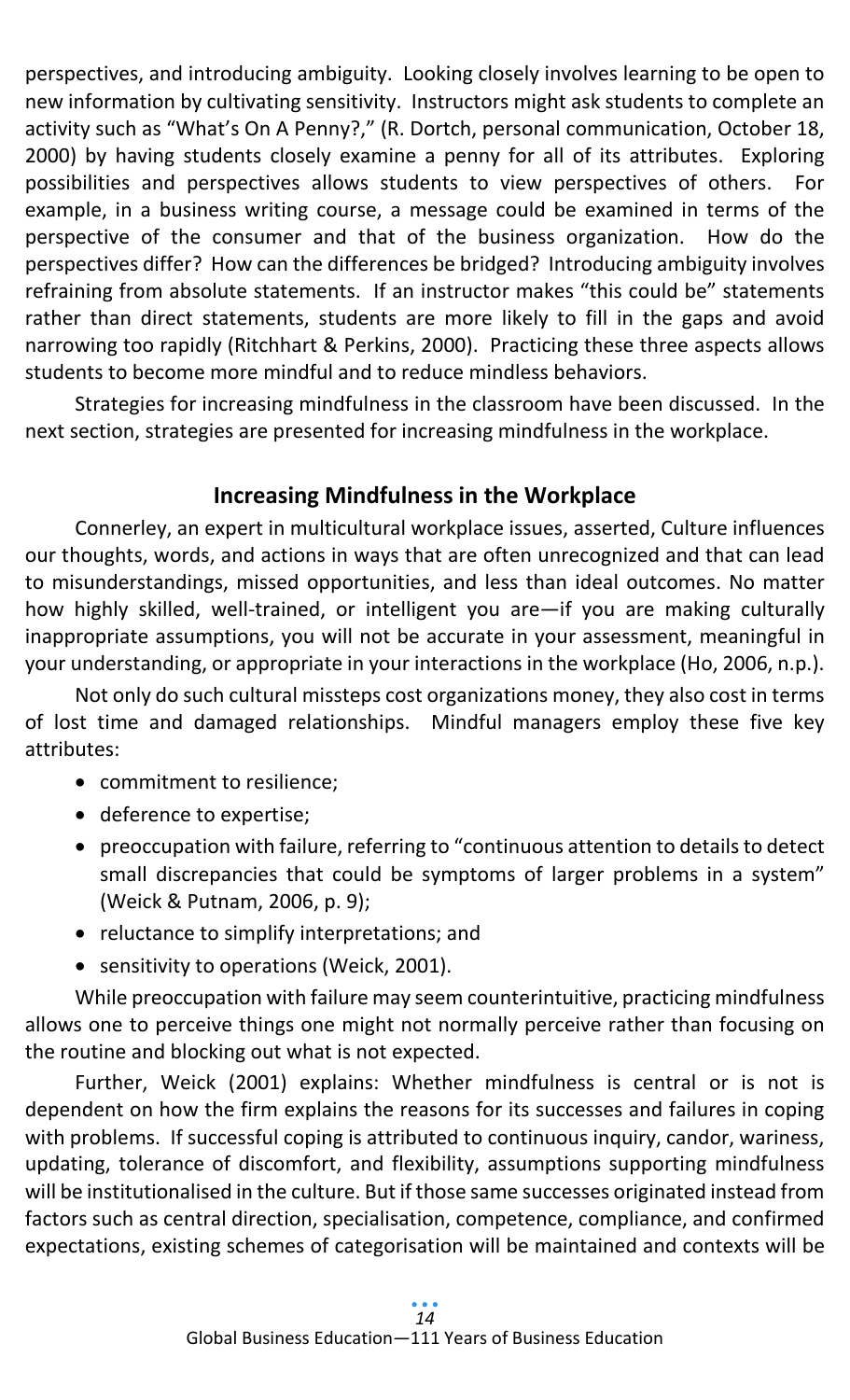perspectives, and introducing ambiguity. Looking closely involves learning to be open to new information by cultivating sensitivity. Instructors might ask students to complete an activity such as "What's On A Penny?," (R. Dortch, personal communication, October 18, 2000) by having students closely examine a penny for all of its attributes. Exploring possibilities and perspectives allows students to view perspectives of others. For example, in a business writing course, a message could be examined in terms of the perspective of the consumer and that of the business organization. How do the perspectives differ? How can the differences be bridged? Introducing ambiguity involves refraining from absolute statements. If an instructor makes "this could be" statements rather than direct statements, students are more likely to fill in the gaps and avoid narrowing too rapidly (Ritchhart & Perkins, 2000). Practicing these three aspects allows students to become more mindful and to reduce mindless behaviors.

Strategies for increasing mindfulness in the classroom have been discussed. In the next section, strategies are presented for increasing mindfulness in the workplace.

## Increasing Mindfulness in the Workplace

Connerley, an expert in multicultural workplace issues, asserted, Culture influences our thoughts, words, and actions in ways that are often unrecognized and that can lead to misunderstandings, missed opportunities, and less than ideal outcomes. No matter how highly skilled, well-trained, or intelligent you are—if you are making culturally inappropriate assumptions, you will not be accurate in your assessment, meaningful in your understanding, or appropriate in your interactions in the workplace (Ho, 2006, n.p.).

Not only do such cultural missteps cost organizations money, they also cost in terms of lost time and damaged relationships. Mindful managers employ these five key attributes:

- commitment to resilience;
- deference to expertise;
- preoccupation with failure, referring to "continuous attention to details to detect small discrepancies that could be symptoms of larger problems in a system" (Weick & Putnam, 2006, p. 9);
- reluctance to simplify interpretations; and
- sensitivity to operations (Weick, 2001).

While preoccupation with failure may seem counterintuitive, practicing mindfulness allows one to perceive things one might not normally perceive rather than focusing on the routine and blocking out what is not expected.

Further, Weick (2001) explains: Whether mindfulness is central or is not is dependent on how the firm explains the reasons for its successes and failures in coping with problems. If successful coping is attributed to continuous inquiry, candor, wariness, updating, tolerance of discomfort, and flexibility, assumptions supporting mindfulness will be institutionalised in the culture. But if those same successes originated instead from factors such as central direction, specialisation, competence, compliance, and confirmed expectations, existing schemes of categorisation will be maintained and contexts will be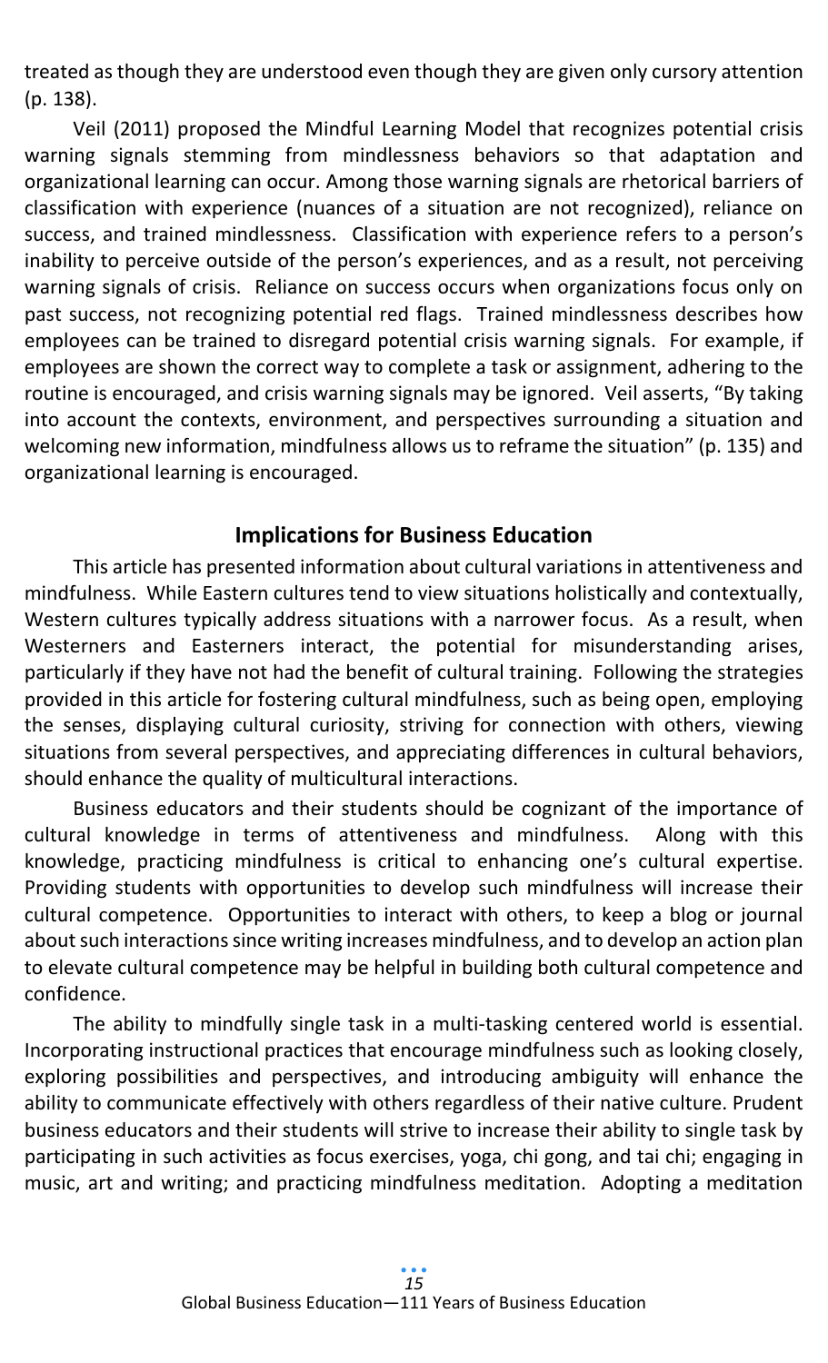treated as though they are understood even though they are given only cursory attention (p. 138).

Veil (2011) proposed the Mindful Learning Model that recognizes potential crisis warning signals stemming from mindlessness behaviors so that adaptation and organizational learning can occur. Among those warning signals are rhetorical barriers of classification with experience (nuances of a situation are not recognized), reliance on success, and trained mindlessness. Classification with experience refers to a person's inability to perceive outside of the person's experiences, and as a result, not perceiving warning signals of crisis. Reliance on success occurs when organizations focus only on past success, not recognizing potential red flags. Trained mindlessness describes how employees can be trained to disregard potential crisis warning signals. For example, if employees are shown the correct way to complete a task or assignment, adhering to the routine is encouraged, and crisis warning signals may be ignored. Veil asserts, "By taking into account the contexts, environment, and perspectives surrounding a situation and welcoming new information, mindfulness allows us to reframe the situation" (p. 135) and organizational learning is encouraged.

## Implications for Business Education

This article has presented information about cultural variations in attentiveness and mindfulness. While Eastern cultures tend to view situations holistically and contextually, Western cultures typically address situations with a narrower focus. As a result, when Westerners and Easterners interact, the potential for misunderstanding arises, particularly if they have not had the benefit of cultural training. Following the strategies provided in this article for fostering cultural mindfulness, such as being open, employing the senses, displaying cultural curiosity, striving for connection with others, viewing situations from several perspectives, and appreciating differences in cultural behaviors, should enhance the quality of multicultural interactions.

Business educators and their students should be cognizant of the importance of cultural knowledge in terms of attentiveness and mindfulness. Along with this knowledge, practicing mindfulness is critical to enhancing one's cultural expertise. Providing students with opportunities to develop such mindfulness will increase their cultural competence. Opportunities to interact with others, to keep a blog or journal about such interactions since writing increases mindfulness, and to develop an action plan to elevate cultural competence may be helpful in building both cultural competence and confidence.

The ability to mindfully single task in a multi-tasking centered world is essential. Incorporating instructional practices that encourage mindfulness such as looking closely, exploring possibilities and perspectives, and introducing ambiguity will enhance the ability to communicate effectively with others regardless of their native culture. Prudent business educators and their students will strive to increase their ability to single task by participating in such activities as focus exercises, yoga, chi gong, and tai chi; engaging in music, art and writing; and practicing mindfulness meditation. Adopting a meditation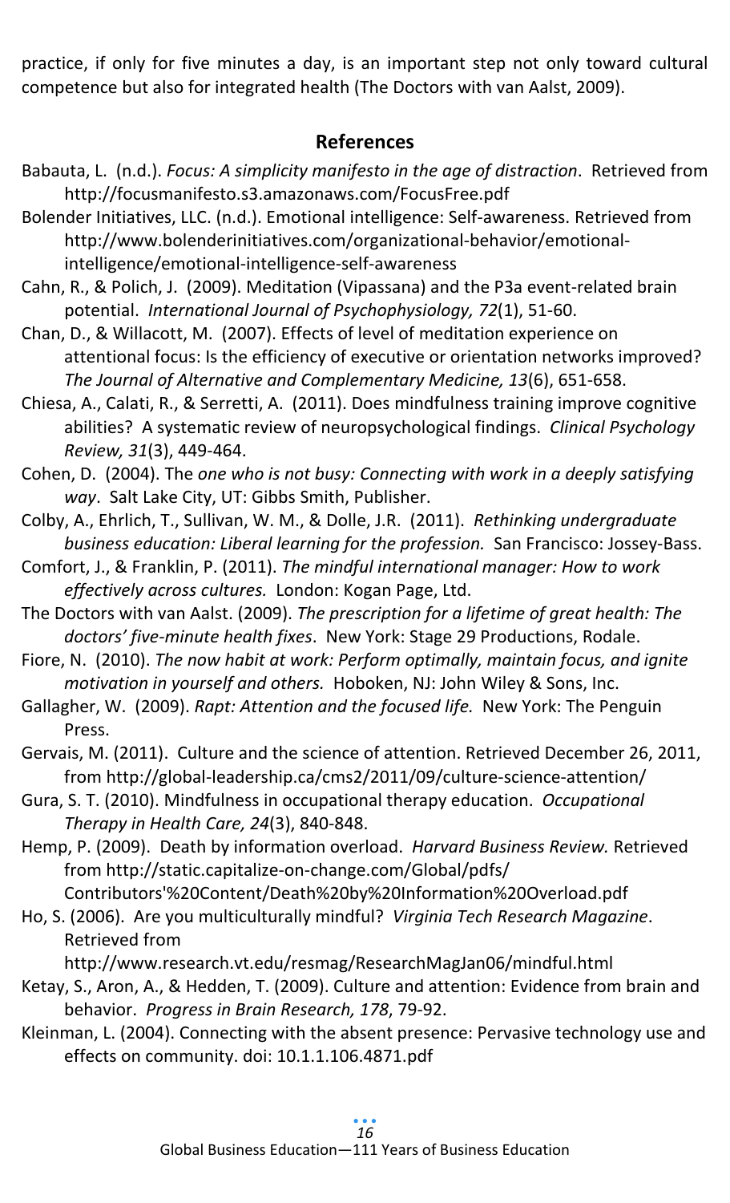practice, if only for five minutes a day, is an important step not only toward cultural competence but also for integrated health (The Doctors with van Aalst, 2009).

## References

Babauta, L. (n.d.). *Focus: A simplicity manifesto in the age of distraction*. Retrieved from http://focusmanifesto.s3.amazonaws.com/FocusFree.pdf

Bolender Initiatives, LLC. (n.d.). Emotional intelligence: Self-awareness. Retrieved from http://www.bolenderinitiatives.com/organizational-behavior/emotional-intelligence/emotional-intelligence-self-awareness

Cahn, R., & Polich, J. (2009). Meditation (Vipassana) and the P3a event-related brain potential. *International Journal of Psychophysiology, 72*(1), 51-60.

Chan, D., & Willacott, M. (2007). Effects of level of meditation experience on attentional focus: Is the efficiency of executive or orientation networks improved? *The Journal of Alternative and Complementary Medicine, 13*(6), 651-658.

Chiesa, A., Calati, R., & Serretti, A. (2011). Does mindfulness training improve cognitive abilities? A systematic review of neuropsychological findings. *Clinical Psychology Review, 31*(3), 449-464.

Cohen, D. (2004). The *one who is not busy: Connecting with work in a deeply satisfying way*. Salt Lake City, UT: Gibbs Smith, Publisher.

Colby, A., Ehrlich, T., Sullivan, W. M., & Dolle, J.R. (2011). *Rethinking undergraduate business education: Liberal learning for the profession.* San Francisco: Jossey-Bass.

Comfort, J., & Franklin, P. (2011). *The mindful international manager: How to work effectively across cultures.* London: Kogan Page, Ltd.

The Doctors with van Aalst. (2009). *The prescription for a lifetime of great health: The doctors' five-minute health fixes*. New York: Stage 29 Productions, Rodale.

Fiore, N. (2010). *The now habit at work: Perform optimally, maintain focus, and ignite motivation in yourself and others.* Hoboken, NJ: John Wiley & Sons, Inc.

Gallagher, W. (2009). *Rapt: Attention and the focused life.* New York: The Penguin Press.

Gervais, M. (2011). Culture and the science of attention. Retrieved December 26, 2011, from http://global-leadership.ca/cms2/2011/09/culture-science-attention/

Gura, S. T. (2010). Mindfulness in occupational therapy education. *Occupational Therapy in Health Care, 24*(3), 840-848.

Hemp, P. (2009). Death by information overload. *Harvard Business Review.* Retrieved from http://static.capitalize-on-change.com/Global/pdfs/Contributors'%20Content/Death%20by%20Information%20Overload.pdf

Ho, S. (2006). Are you multiculturally mindful? *Virginia Tech Research Magazine*. Retrieved from http://www.research.vt.edu/resmag/ResearchMagJan06/mindful.html

Ketay, S., Aron, A., & Hedden, T. (2009). Culture and attention: Evidence from brain and behavior. *Progress in Brain Research, 178*, 79-92.

Kleinman, L. (2004). Connecting with the absent presence: Pervasive technology use and effects on community. doi: 10.1.1.106.4871.pdf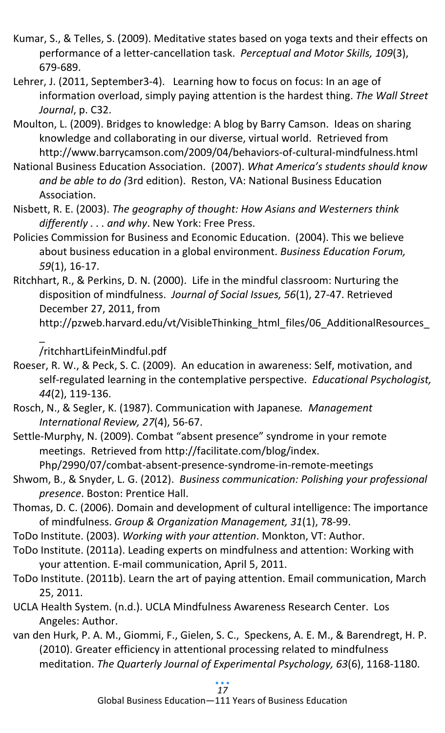Kumar, S., & Telles, S. (2009). Meditative states based on yoga texts and their effects on performance of a letter-cancellation task. *Perceptual and Motor Skills, 109*(3), 679-689.

Lehrer, J. (2011, September3-4). Learning how to focus on focus: In an age of information overload, simply paying attention is the hardest thing. *The Wall Street Journal*, p. C32.

Moulton, L. (2009). Bridges to knowledge: A blog by Barry Camson. Ideas on sharing knowledge and collaborating in our diverse, virtual world. Retrieved from http://www.barrycamson.com/2009/04/behaviors-of-cultural-mindfulness.html

National Business Education Association. (2007). *What America's students should know and be able to do (*3rd edition). Reston, VA: National Business Education Association.

Nisbett, R. E. (2003). *The geography of thought: How Asians and Westerners think differently . . . and why*. New York: Free Press.

Policies Commission for Business and Economic Education. (2004). This we believe about business education in a global environment. *Business Education Forum, 59*(1), 16-17.

Ritchhart, R., & Perkins, D. N. (2000). Life in the mindful classroom: Nurturing the disposition of mindfulness. *Journal of Social Issues, 56*(1), 27-47. Retrieved December 27, 2011, from http://pzweb.harvard.edu/vt/VisibleThinking_html_files/06_AdditionalResources_ _ /ritchhartLifeinMindful.pdf

Roeser, R. W., & Peck, S. C. (2009). An education in awareness: Self, motivation, and self-regulated learning in the contemplative perspective. *Educational Psychologist, 44*(2), 119-136.

Rosch, N., & Segler, K. (1987). Communication with Japanese*. Management International Review, 27*(4), 56-67.

Settle-Murphy, N. (2009). Combat "absent presence" syndrome in your remote meetings. Retrieved from http://facilitate.com/blog/index. Php/2990/07/combat-absent-presence-syndrome-in-remote-meetings

Shwom, B., & Snyder, L. G. (2012). *Business communication: Polishing your professional presence*. Boston: Prentice Hall.

Thomas, D. C. (2006). Domain and development of cultural intelligence: The importance of mindfulness. *Group & Organization Management, 31*(1), 78-99.

ToDo Institute. (2003). *Working with your attention*. Monkton, VT: Author.

ToDo Institute. (2011a). Leading experts on mindfulness and attention: Working with your attention. E-mail communication, April 5, 2011.

ToDo Institute. (2011b). Learn the art of paying attention. Email communication, March 25, 2011.

UCLA Health System. (n.d.). UCLA Mindfulness Awareness Research Center. Los Angeles: Author.

van den Hurk, P. A. M., Giommi, F., Gielen, S. C., Speckens, A. E. M., & Barendregt, H. P. (2010). Greater efficiency in attentional processing related to mindfulness meditation. *The Quarterly Journal of Experimental Psychology, 63*(6), 1168-1180.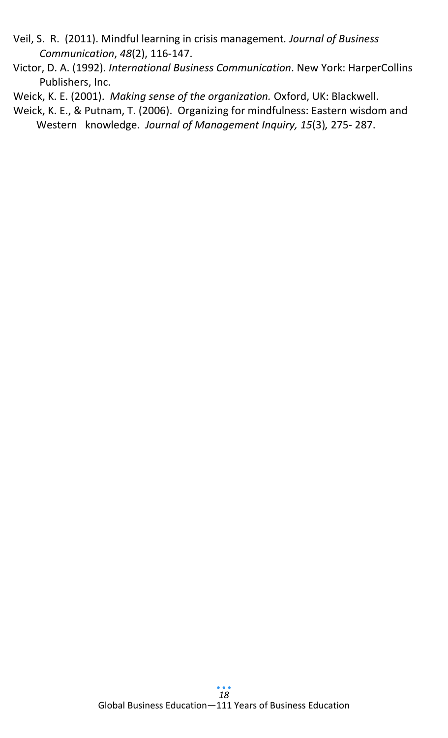Veil, S. R. (2011). Mindful learning in crisis management. *Journal of Business Communication*, *48*(2), 116-147.

Victor, D. A. (1992). *International Business Communication*. New York: HarperCollins Publishers, Inc.

Weick, K. E. (2001). *Making sense of the organization.* Oxford, UK: Blackwell.

Weick, K. E., & Putnam, T. (2006). Organizing for mindfulness: Eastern wisdom and Western knowledge. *Journal of Management Inquiry, 15*(3)*,* 275- 287.